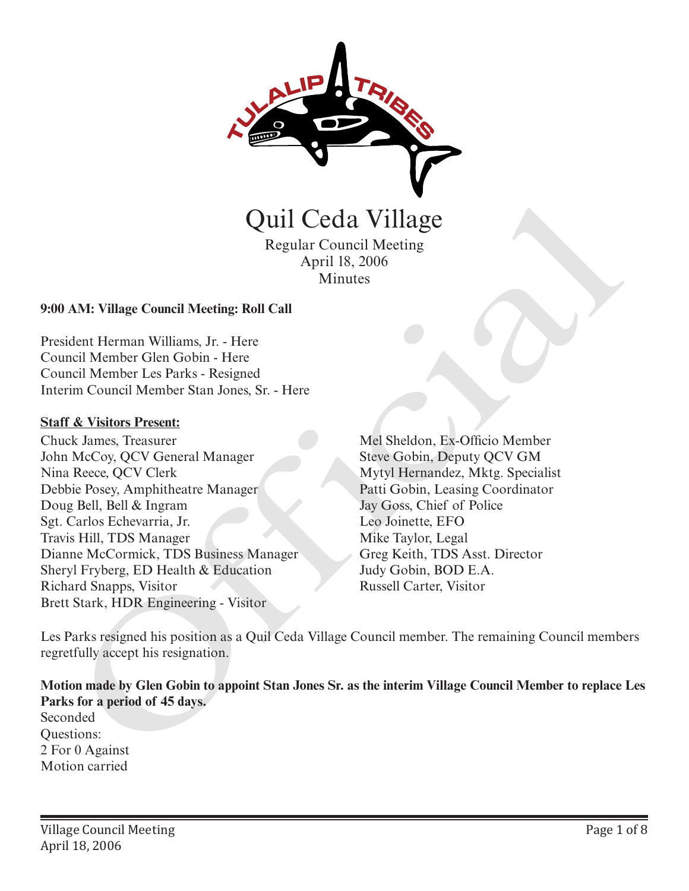# Quil Ceda Village

Regular Council Meeting
April 18, 2006
Minutes

**9:00 AM: Village Council Meeting: Roll Call**

President Herman Williams, Jr. - Here
Council Member Glen Gobin - Here
Council Member Les Parks - Resigned
Interim Council Member Stan Jones, Sr. - Here

**Staff & Visitors Present:**

Chuck James, Treasurer
John McCoy, QCV General Manager
Nina Reece, QCV Clerk
Debbie Posey, Amphitheatre Manager
Doug Bell, Bell & Ingram
Sgt. Carlos Echevarria, Jr.
Travis Hill, TDS Manager
Dianne McCormick, TDS Business Manager
Sheryl Fryberg, ED Health & Education
Richard Snapps, Visitor
Brett Stark, HDR Engineering - Visitor
Mel Sheldon, Ex-Officio Member
Steve Gobin, Deputy QCV GM
Mytyl Hernandez, Mktg. Specialist
Patti Gobin, Leasing Coordinator
Jay Goss, Chief of Police
Leo Joinette, EFO
Mike Taylor, Legal
Greg Keith, TDS Asst. Director
Judy Gobin, BOD E.A.
Russell Carter, Visitor

Les Parks resigned his position as a Quil Ceda Village Council member. The remaining Council members regretfully accept his resignation.

**Motion made by Glen Gobin to appoint Stan Jones Sr. as the interim Village Council Member to replace Les Parks for a period of 45 days.**
Seconded
Questions:
2 For 0 Against
Motion carried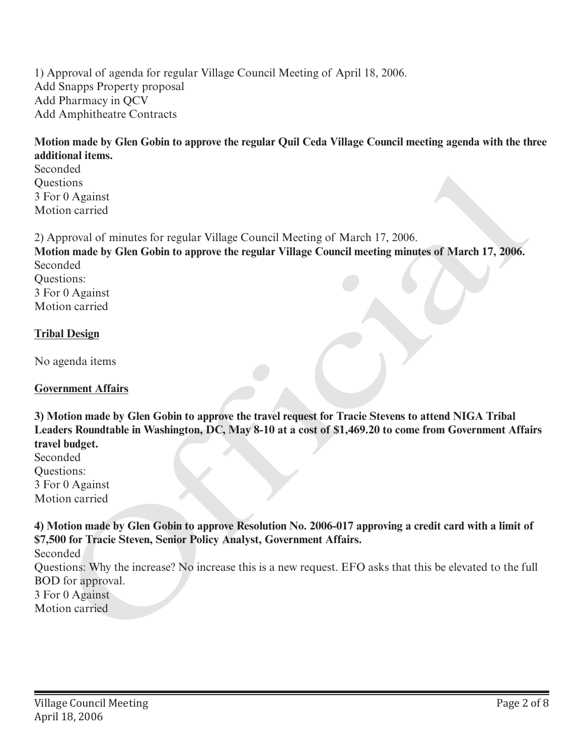1) Approval of agenda for regular Village Council Meeting of April 18, 2006.
Add Snapps Property proposal
Add Pharmacy in QCV
Add Amphitheatre Contracts

**Motion made by Glen Gobin to approve the regular Quil Ceda Village Council meeting agenda with the three additional items.**
Seconded
Questions
3 For 0 Against
Motion carried

2) Approval of minutes for regular Village Council Meeting of March 17, 2006.
**Motion made by Glen Gobin to approve the regular Village Council meeting minutes of March 17, 2006.**
Seconded
Questions:
3 For 0 Against
Motion carried

<u>**Tribal Design**</u>

No agenda items

<u>**Government Affairs**</u>

**3) Motion made by Glen Gobin to approve the travel request for Tracie Stevens to attend NIGA Tribal Leaders Roundtable in Washington, DC, May 8-10 at a cost of $1,469.20 to come from Government Affairs travel budget.**
Seconded
Questions:
3 For 0 Against
Motion carried

**4) Motion made by Glen Gobin to approve Resolution No. 2006-017 approving a credit card with a limit of $7,500 for Tracie Steven, Senior Policy Analyst, Government Affairs.**
Seconded
Questions: Why the increase? No increase this is a new request. EFO asks that this be elevated to the full BOD for approval.
3 For 0 Against
Motion carried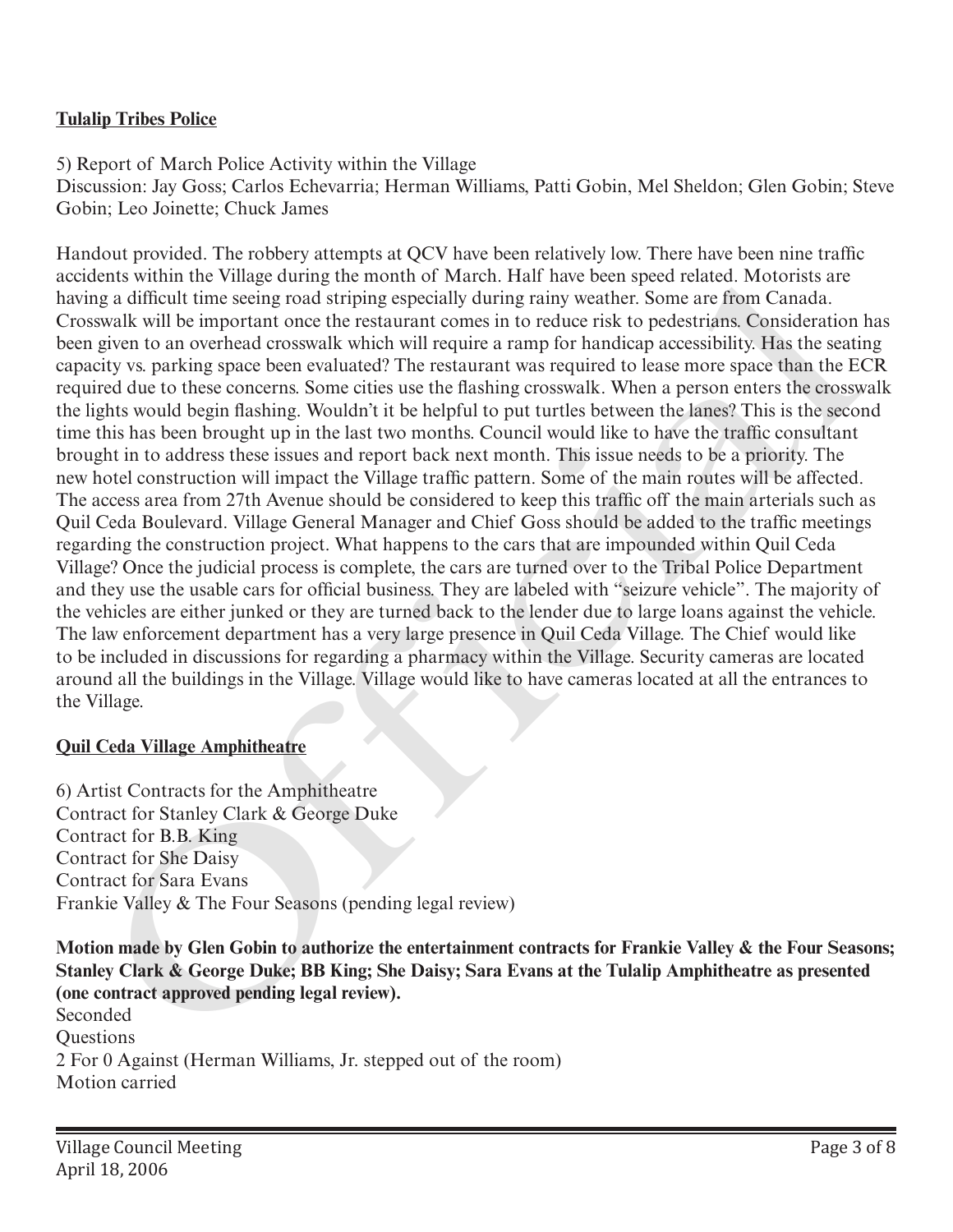**Tulalip Tribes Police**

5) Report of March Police Activity within the Village
Discussion: Jay Goss; Carlos Echevarria; Herman Williams, Patti Gobin, Mel Sheldon; Glen Gobin; Steve Gobin; Leo Joinette; Chuck James

Handout provided. The robbery attempts at QCV have been relatively low. There have been nine traffic accidents within the Village during the month of March. Half have been speed related. Motorists are having a difficult time seeing road striping especially during rainy weather. Some are from Canada. Crosswalk will be important once the restaurant comes in to reduce risk to pedestrians. Consideration has been given to an overhead crosswalk which will require a ramp for handicap accessibility. Has the seating capacity vs. parking space been evaluated? The restaurant was required to lease more space than the ECR required due to these concerns. Some cities use the flashing crosswalk. When a person enters the crosswalk the lights would begin flashing. Wouldn't it be helpful to put turtles between the lanes? This is the second time this has been brought up in the last two months. Council would like to have the traffic consultant brought in to address these issues and report back next month. This issue needs to be a priority. The new hotel construction will impact the Village traffic pattern. Some of the main routes will be affected. The access area from 27th Avenue should be considered to keep this traffic off the main arterials such as Quil Ceda Boulevard. Village General Manager and Chief Goss should be added to the traffic meetings regarding the construction project. What happens to the cars that are impounded within Quil Ceda Village? Once the judicial process is complete, the cars are turned over to the Tribal Police Department and they use the usable cars for official business. They are labeled with "seizure vehicle". The majority of the vehicles are either junked or they are turned back to the lender due to large loans against the vehicle. The law enforcement department has a very large presence in Quil Ceda Village. The Chief would like to be included in discussions for regarding a pharmacy within the Village. Security cameras are located around all the buildings in the Village. Village would like to have cameras located at all the entrances to the Village.

**Quil Ceda Village Amphitheatre**

6) Artist Contracts for the Amphitheatre
Contract for Stanley Clark & George Duke
Contract for B.B. King
Contract for She Daisy
Contract for Sara Evans
Frankie Valley & The Four Seasons (pending legal review)

**Motion made by Glen Gobin to authorize the entertainment contracts for Frankie Valley & the Four Seasons; Stanley Clark & George Duke; BB King; She Daisy; Sara Evans at the Tulalip Amphitheatre as presented (one contract approved pending legal review).**
Seconded
Questions
2 For 0 Against (Herman Williams, Jr. stepped out of the room)
Motion carried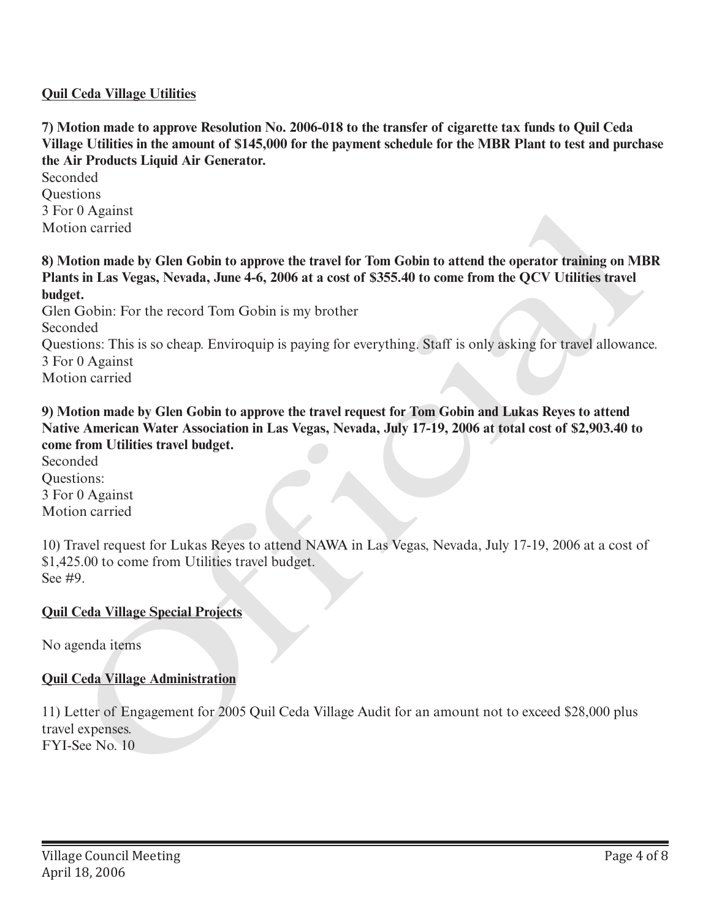**Quil Ceda Village Utilities**

**7) Motion made to approve Resolution No. 2006-018 to the transfer of cigarette tax funds to Quil Ceda Village Utilities in the amount of $145,000 for the payment schedule for the MBR Plant to test and purchase the Air Products Liquid Air Generator.**
Seconded
Questions
3 For 0 Against
Motion carried

**8) Motion made by Glen Gobin to approve the travel for Tom Gobin to attend the operator training on MBR Plants in Las Vegas, Nevada, June 4-6, 2006 at a cost of $355.40 to come from the QCV Utilities travel budget.**
Glen Gobin: For the record Tom Gobin is my brother
Seconded
Questions: This is so cheap. Enviroquip is paying for everything. Staff is only asking for travel allowance.
3 For 0 Against
Motion carried

**9) Motion made by Glen Gobin to approve the travel request for Tom Gobin and Lukas Reyes to attend Native American Water Association in Las Vegas, Nevada, July 17-19, 2006 at total cost of $2,903.40 to come from Utilities travel budget.**
Seconded
Questions:
3 For 0 Against
Motion carried

10) Travel request for Lukas Reyes to attend NAWA in Las Vegas, Nevada, July 17-19, 2006 at a cost of $1,425.00 to come from Utilities travel budget.
See #9.

**Quil Ceda Village Special Projects**

No agenda items

**Quil Ceda Village Administration**

11) Letter of Engagement for 2005 Quil Ceda Village Audit for an amount not to exceed $28,000 plus travel expenses.
FYI-See No. 10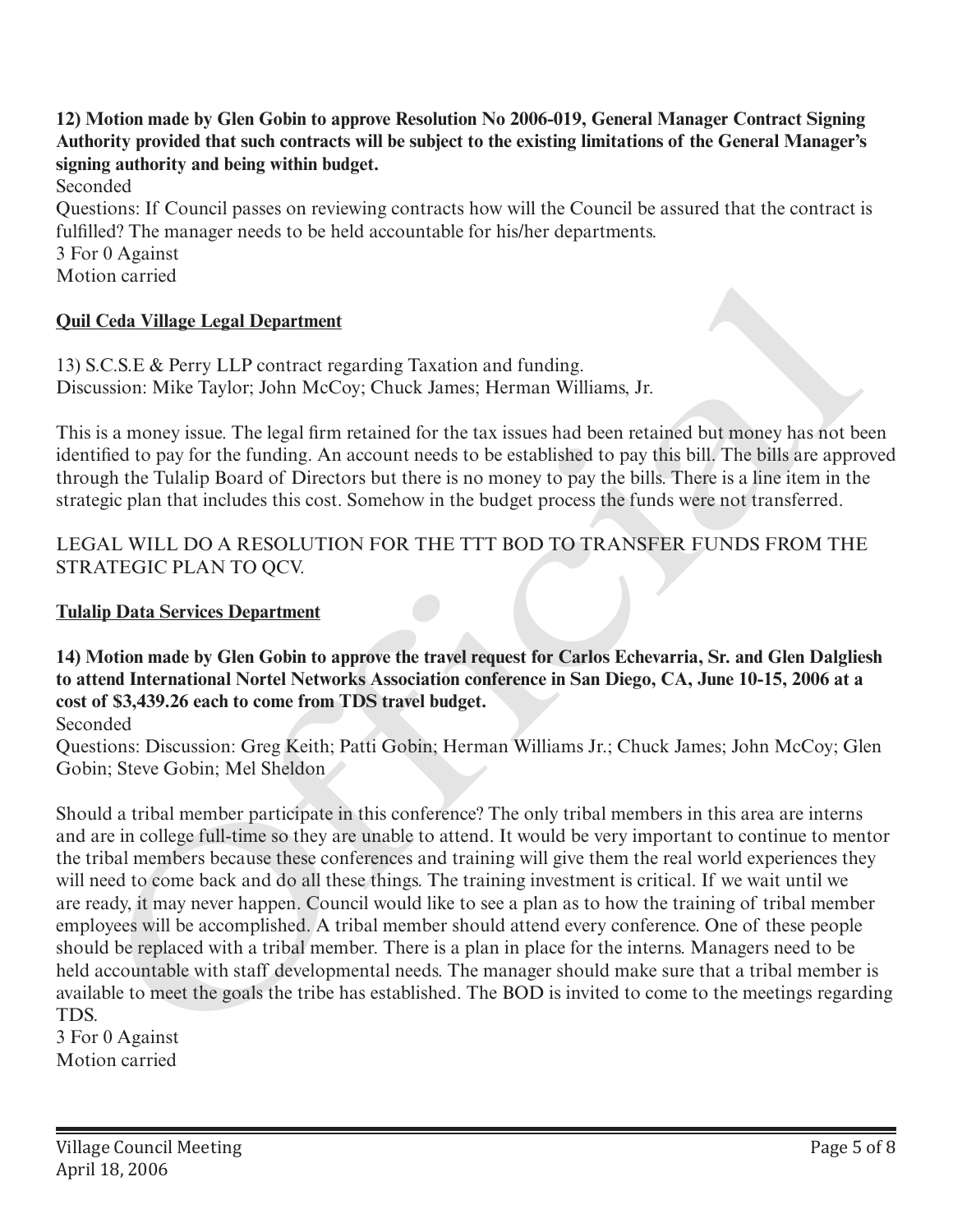**12) Motion made by Glen Gobin to approve Resolution No 2006-019, General Manager Contract Signing Authority provided that such contracts will be subject to the existing limitations of the General Manager's signing authority and being within budget.**

Seconded

Questions: If Council passes on reviewing contracts how will the Council be assured that the contract is fulfilled? The manager needs to be held accountable for his/her departments.

3 For 0 Against

Motion carried

**Quil Ceda Village Legal Department**

13) S.C.S.E & Perry LLP contract regarding Taxation and funding.

Discussion: Mike Taylor; John McCoy; Chuck James; Herman Williams, Jr.

This is a money issue. The legal firm retained for the tax issues had been retained but money has not been identified to pay for the funding. An account needs to be established to pay this bill. The bills are approved through the Tulalip Board of Directors but there is no money to pay the bills. There is a line item in the strategic plan that includes this cost. Somehow in the budget process the funds were not transferred.

LEGAL WILL DO A RESOLUTION FOR THE TTT BOD TO TRANSFER FUNDS FROM THE STRATEGIC PLAN TO QCV.

**Tulalip Data Services Department**

**14) Motion made by Glen Gobin to approve the travel request for Carlos Echevarria, Sr. and Glen Dalgliesh to attend International Nortel Networks Association conference in San Diego, CA, June 10-15, 2006 at a cost of $3,439.26 each to come from TDS travel budget.**

Seconded

Questions: Discussion: Greg Keith; Patti Gobin; Herman Williams Jr.; Chuck James; John McCoy; Glen Gobin; Steve Gobin; Mel Sheldon

Should a tribal member participate in this conference? The only tribal members in this area are interns and are in college full-time so they are unable to attend. It would be very important to continue to mentor the tribal members because these conferences and training will give them the real world experiences they will need to come back and do all these things. The training investment is critical. If we wait until we are ready, it may never happen. Council would like to see a plan as to how the training of tribal member employees will be accomplished. A tribal member should attend every conference. One of these people should be replaced with a tribal member. There is a plan in place for the interns. Managers need to be held accountable with staff developmental needs. The manager should make sure that a tribal member is available to meet the goals the tribe has established. The BOD is invited to come to the meetings regarding TDS.

3 For 0 Against

Motion carried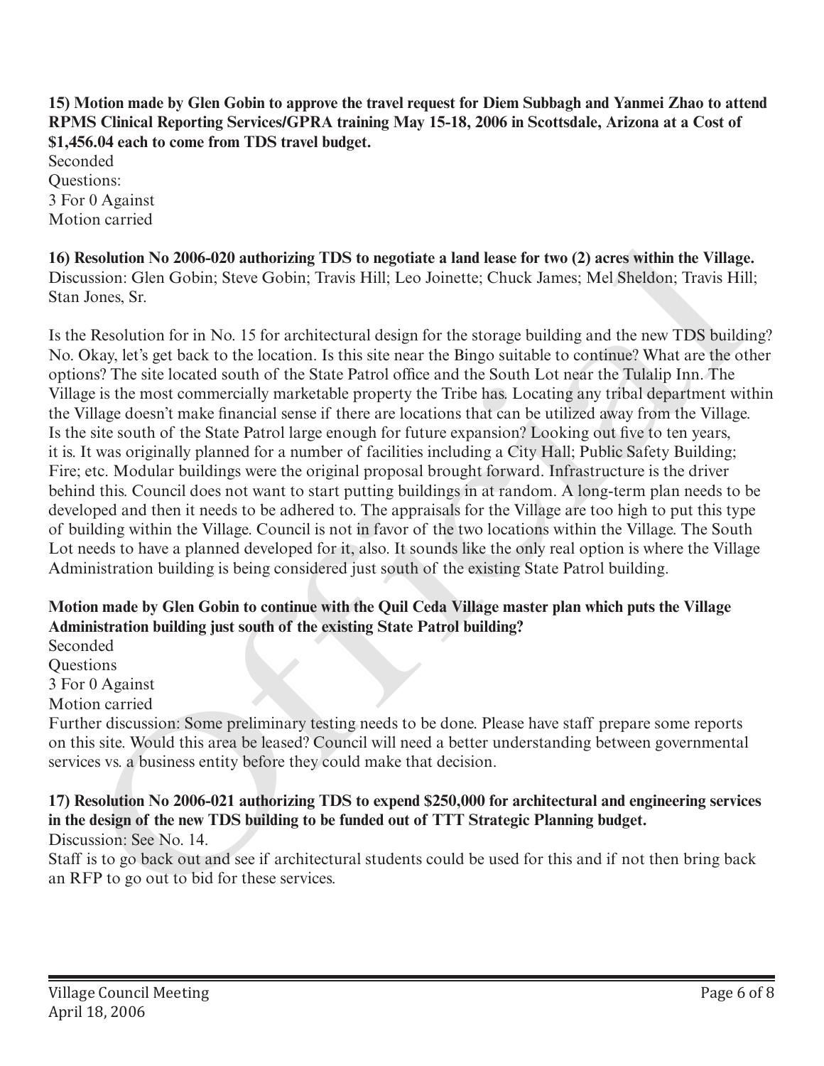**15) Motion made by Glen Gobin to approve the travel request for Diem Subbagh and Yanmei Zhao to attend RPMS Clinical Reporting Services/GPRA training May 15-18, 2006 in Scottsdale, Arizona at a Cost of $1,456.04 each to come from TDS travel budget.**

Seconded
Questions:
3 For 0 Against
Motion carried

**16) Resolution No 2006-020 authorizing TDS to negotiate a land lease for two (2) acres within the Village.**
Discussion: Glen Gobin; Steve Gobin; Travis Hill; Leo Joinette; Chuck James; Mel Sheldon; Travis Hill; Stan Jones, Sr.

Is the Resolution for in No. 15 for architectural design for the storage building and the new TDS building? No. Okay, let's get back to the location. Is this site near the Bingo suitable to continue? What are the other options? The site located south of the State Patrol office and the South Lot near the Tulalip Inn. The Village is the most commercially marketable property the Tribe has. Locating any tribal department within the Village doesn't make financial sense if there are locations that can be utilized away from the Village. Is the site south of the State Patrol large enough for future expansion? Looking out five to ten years, it is. It was originally planned for a number of facilities including a City Hall; Public Safety Building; Fire; etc. Modular buildings were the original proposal brought forward. Infrastructure is the driver behind this. Council does not want to start putting buildings in at random. A long-term plan needs to be developed and then it needs to be adhered to. The appraisals for the Village are too high to put this type of building within the Village. Council is not in favor of the two locations within the Village. The South Lot needs to have a planned developed for it, also. It sounds like the only real option is where the Village Administration building is being considered just south of the existing State Patrol building.

**Motion made by Glen Gobin to continue with the Quil Ceda Village master plan which puts the Village Administration building just south of the existing State Patrol building?**

Seconded
Questions
3 For 0 Against
Motion carried
Further discussion: Some preliminary testing needs to be done. Please have staff prepare some reports on this site. Would this area be leased? Council will need a better understanding between governmental services vs. a business entity before they could make that decision.

**17) Resolution No 2006-021 authorizing TDS to expend $250,000 for architectural and engineering services in the design of the new TDS building to be funded out of TTT Strategic Planning budget.**
Discussion: See No. 14.
Staff is to go back out and see if architectural students could be used for this and if not then bring back an RFP to go out to bid for these services.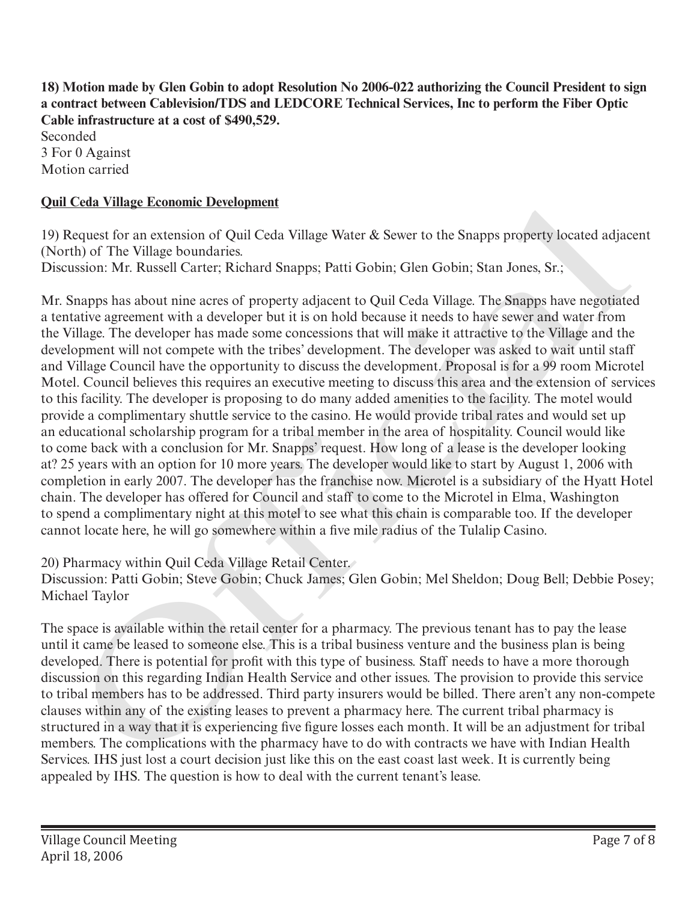**18) Motion made by Glen Gobin to adopt Resolution No 2006-022 authorizing the Council President to sign a contract between Cablevision/TDS and LEDCORE Technical Services, Inc to perform the Fiber Optic Cable infrastructure at a cost of $490,529.**
Seconded
3 For 0 Against
Motion carried

**Quil Ceda Village Economic Development**

19) Request for an extension of Quil Ceda Village Water & Sewer to the Snapps property located adjacent (North) of The Village boundaries.
Discussion: Mr. Russell Carter; Richard Snapps; Patti Gobin; Glen Gobin; Stan Jones, Sr.;

Mr. Snapps has about nine acres of property adjacent to Quil Ceda Village. The Snapps have negotiated a tentative agreement with a developer but it is on hold because it needs to have sewer and water from the Village. The developer has made some concessions that will make it attractive to the Village and the development will not compete with the tribes' development. The developer was asked to wait until staff and Village Council have the opportunity to discuss the development. Proposal is for a 99 room Microtel Motel. Council believes this requires an executive meeting to discuss this area and the extension of services to this facility. The developer is proposing to do many added amenities to the facility. The motel would provide a complimentary shuttle service to the casino. He would provide tribal rates and would set up an educational scholarship program for a tribal member in the area of hospitality. Council would like to come back with a conclusion for Mr. Snapps' request. How long of a lease is the developer looking at? 25 years with an option for 10 more years. The developer would like to start by August 1, 2006 with completion in early 2007. The developer has the franchise now. Microtel is a subsidiary of the Hyatt Hotel chain. The developer has offered for Council and staff to come to the Microtel in Elma, Washington to spend a complimentary night at this motel to see what this chain is comparable too. If the developer cannot locate here, he will go somewhere within a five mile radius of the Tulalip Casino.

20) Pharmacy within Quil Ceda Village Retail Center.
Discussion: Patti Gobin; Steve Gobin; Chuck James; Glen Gobin; Mel Sheldon; Doug Bell; Debbie Posey; Michael Taylor

The space is available within the retail center for a pharmacy. The previous tenant has to pay the lease until it came be leased to someone else. This is a tribal business venture and the business plan is being developed. There is potential for profit with this type of business. Staff needs to have a more thorough discussion on this regarding Indian Health Service and other issues. The provision to provide this service to tribal members has to be addressed. Third party insurers would be billed. There aren't any non-compete clauses within any of the existing leases to prevent a pharmacy here. The current tribal pharmacy is structured in a way that it is experiencing five figure losses each month. It will be an adjustment for tribal members. The complications with the pharmacy have to do with contracts we have with Indian Health Services. IHS just lost a court decision just like this on the east coast last week. It is currently being appealed by IHS. The question is how to deal with the current tenant's lease.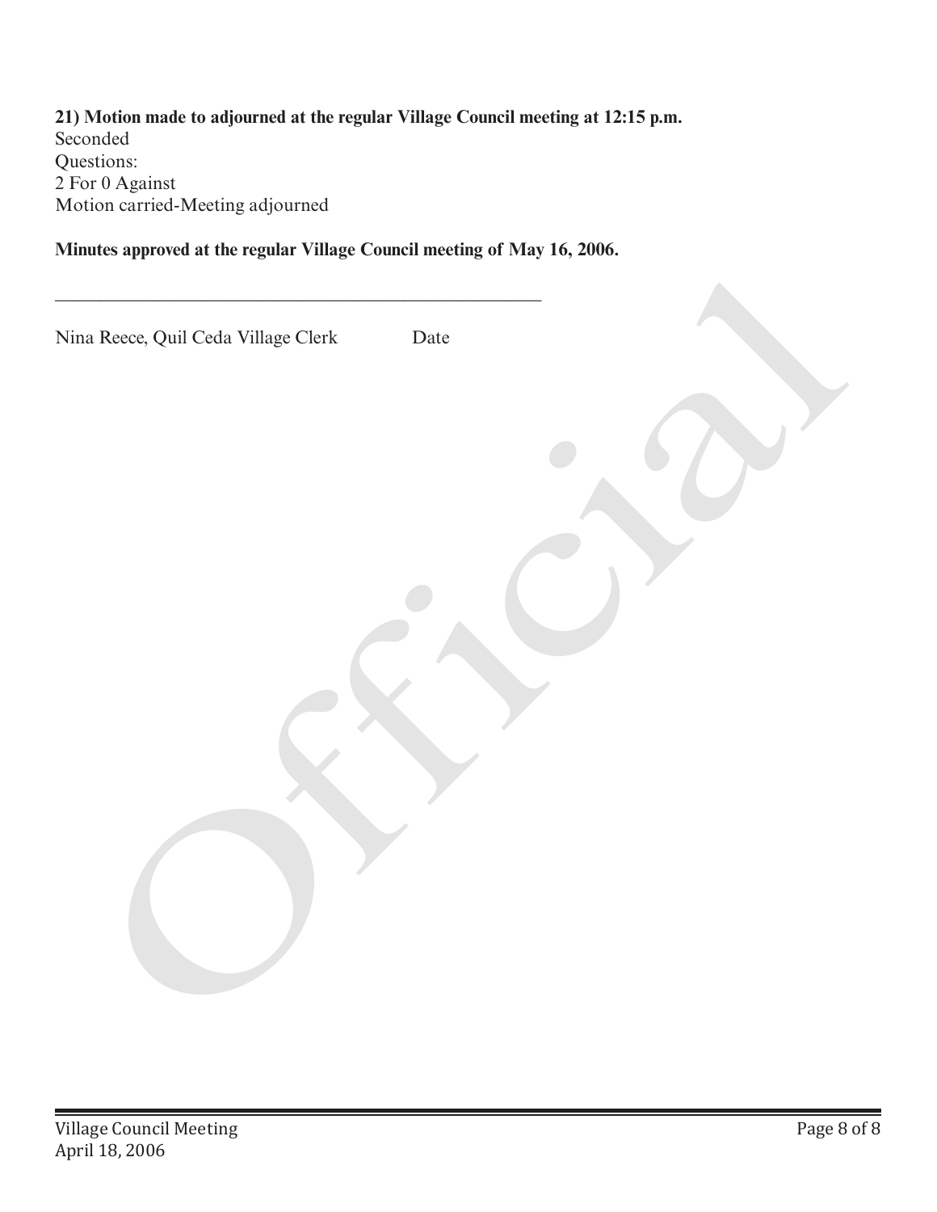**21) Motion made to adjourned at the regular Village Council meeting at 12:15 p.m.**
Seconded
Questions:
2 For 0 Against
Motion carried-Meeting adjourned

**Minutes approved at the regular Village Council meeting of May 16, 2006.**

_______________________________________________

Nina Reece, Quil Ceda Village Clerk Date